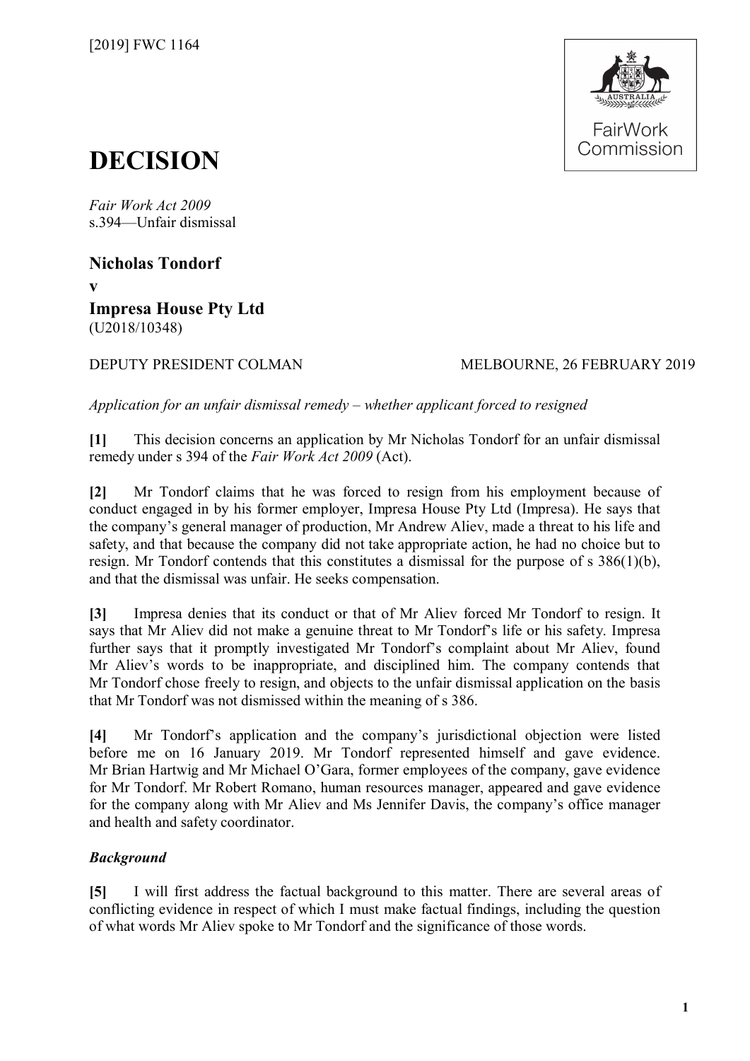[2019] FWC 1164

# DECISION

*Fair Work Act 2009*
s.394—Unfair dismissal

**Nicholas Tondorf**
**v**
**Impresa House Pty Ltd**
(U2018/10348)

DEPUTY PRESIDENT COLMAN — MELBOURNE, 26 FEBRUARY 2019

*Application for an unfair dismissal remedy – whether applicant forced to resigned*

**[1]** This decision concerns an application by Mr Nicholas Tondorf for an unfair dismissal remedy under s 394 of the *Fair Work Act 2009* (Act).

**[2]** Mr Tondorf claims that he was forced to resign from his employment because of conduct engaged in by his former employer, Impresa House Pty Ltd (Impresa). He says that the company's general manager of production, Mr Andrew Aliev, made a threat to his life and safety, and that because the company did not take appropriate action, he had no choice but to resign. Mr Tondorf contends that this constitutes a dismissal for the purpose of s 386(1)(b), and that the dismissal was unfair. He seeks compensation.

**[3]** Impresa denies that its conduct or that of Mr Aliev forced Mr Tondorf to resign. It says that Mr Aliev did not make a genuine threat to Mr Tondorf's life or his safety. Impresa further says that it promptly investigated Mr Tondorf's complaint about Mr Aliev, found Mr Aliev's words to be inappropriate, and disciplined him. The company contends that Mr Tondorf chose freely to resign, and objects to the unfair dismissal application on the basis that Mr Tondorf was not dismissed within the meaning of s 386.

**[4]** Mr Tondorf's application and the company's jurisdictional objection were listed before me on 16 January 2019. Mr Tondorf represented himself and gave evidence. Mr Brian Hartwig and Mr Michael O'Gara, former employees of the company, gave evidence for Mr Tondorf. Mr Robert Romano, human resources manager, appeared and gave evidence for the company along with Mr Aliev and Ms Jennifer Davis, the company's office manager and health and safety coordinator.

### *Background*

**[5]** I will first address the factual background to this matter. There are several areas of conflicting evidence in respect of which I must make factual findings, including the question of what words Mr Aliev spoke to Mr Tondorf and the significance of those words.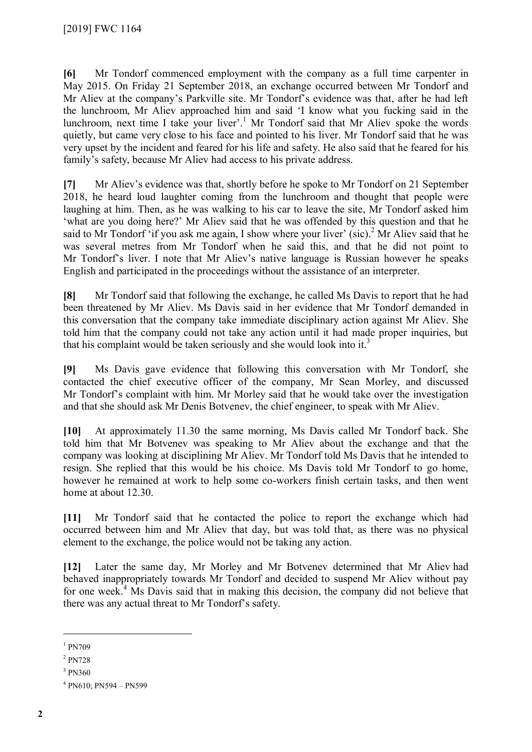**[6]** Mr Tondorf commenced employment with the company as a full time carpenter in May 2015. On Friday 21 September 2018, an exchange occurred between Mr Tondorf and Mr Aliev at the company's Parkville site. Mr Tondorf's evidence was that, after he had left the lunchroom, Mr Aliev approached him and said 'I know what you fucking said in the lunchroom, next time I take your liver'.[1] Mr Tondorf said that Mr Aliev spoke the words quietly, but came very close to his face and pointed to his liver. Mr Tondorf said that he was very upset by the incident and feared for his life and safety. He also said that he feared for his family's safety, because Mr Aliev had access to his private address.

**[7]** Mr Aliev's evidence was that, shortly before he spoke to Mr Tondorf on 21 September 2018, he heard loud laughter coming from the lunchroom and thought that people were laughing at him. Then, as he was walking to his car to leave the site, Mr Tondorf asked him 'what are you doing here?' Mr Aliev said that he was offended by this question and that he said to Mr Tondorf 'if you ask me again, I show where your liver' (sic).[2] Mr Aliev said that he was several metres from Mr Tondorf when he said this, and that he did not point to Mr Tondorf's liver. I note that Mr Aliev's native language is Russian however he speaks English and participated in the proceedings without the assistance of an interpreter.

**[8]** Mr Tondorf said that following the exchange, he called Ms Davis to report that he had been threatened by Mr Aliev. Ms Davis said in her evidence that Mr Tondorf demanded in this conversation that the company take immediate disciplinary action against Mr Aliev. She told him that the company could not take any action until it had made proper inquiries, but that his complaint would be taken seriously and she would look into it.[3]

**[9]** Ms Davis gave evidence that following this conversation with Mr Tondorf, she contacted the chief executive officer of the company, Mr Sean Morley, and discussed Mr Tondorf's complaint with him. Mr Morley said that he would take over the investigation and that she should ask Mr Denis Botvenev, the chief engineer, to speak with Mr Aliev.

**[10]** At approximately 11.30 the same morning, Ms Davis called Mr Tondorf back. She told him that Mr Botvenev was speaking to Mr Aliev about the exchange and that the company was looking at disciplining Mr Aliev. Mr Tondorf told Ms Davis that he intended to resign. She replied that this would be his choice. Ms Davis told Mr Tondorf to go home, however he remained at work to help some co-workers finish certain tasks, and then went home at about 12.30.

**[11]** Mr Tondorf said that he contacted the police to report the exchange which had occurred between him and Mr Aliev that day, but was told that, as there was no physical element to the exchange, the police would not be taking any action.

**[12]** Later the same day, Mr Morley and Mr Botvenev determined that Mr Aliev had behaved inappropriately towards Mr Tondorf and decided to suspend Mr Aliev without pay for one week.[4] Ms Davis said that in making this decision, the company did not believe that there was any actual threat to Mr Tondorf's safety.

---

[1] PN709

[2] PN728

[3] PN360

[4] PN610; PN594 – PN599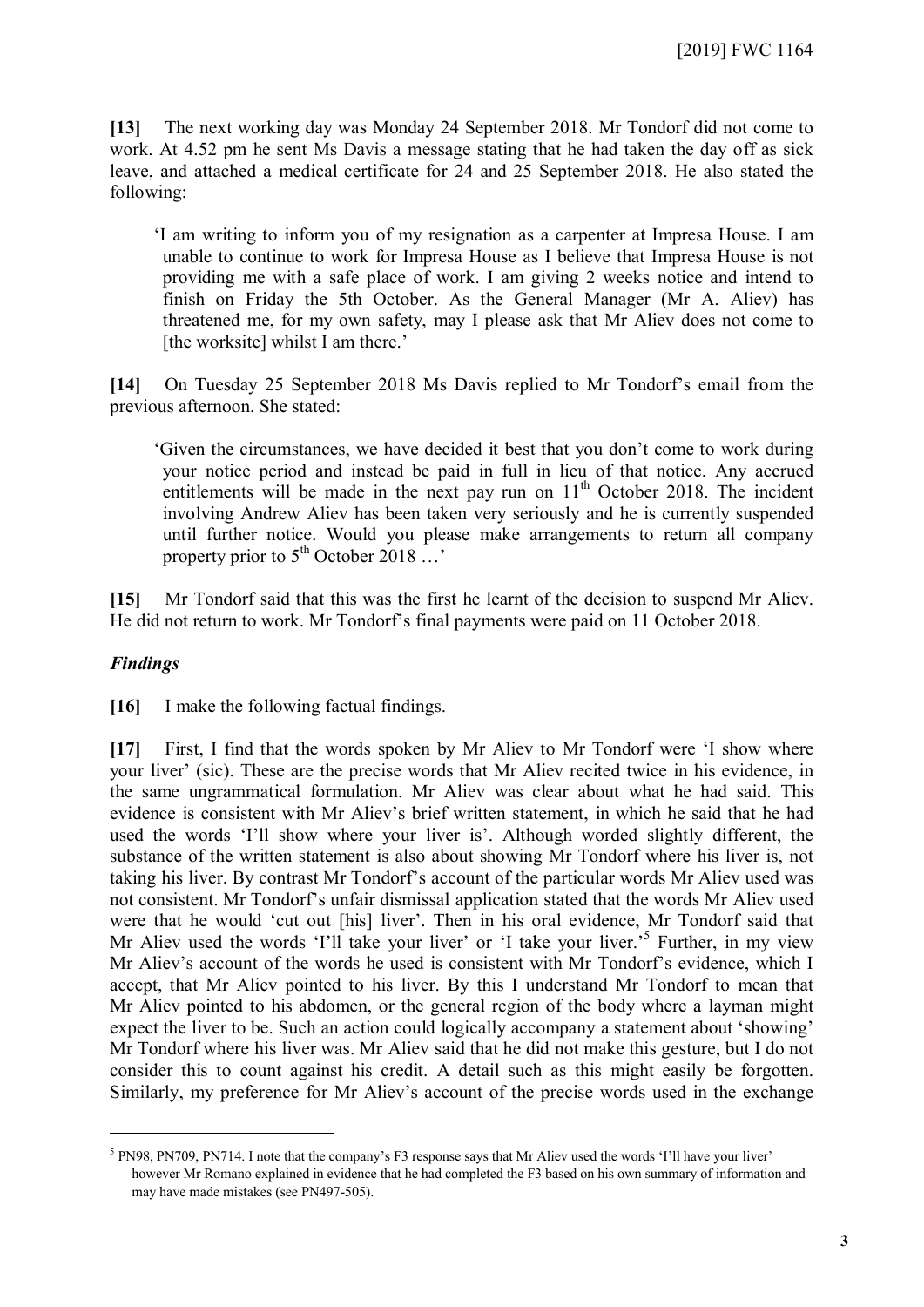**[13]** The next working day was Monday 24 September 2018. Mr Tondorf did not come to work. At 4.52 pm he sent Ms Davis a message stating that he had taken the day off as sick leave, and attached a medical certificate for 24 and 25 September 2018. He also stated the following:

> 'I am writing to inform you of my resignation as a carpenter at Impresa House. I am unable to continue to work for Impresa House as I believe that Impresa House is not providing me with a safe place of work. I am giving 2 weeks notice and intend to finish on Friday the 5th October. As the General Manager (Mr A. Aliev) has threatened me, for my own safety, may I please ask that Mr Aliev does not come to [the worksite] whilst I am there.'

**[14]** On Tuesday 25 September 2018 Ms Davis replied to Mr Tondorf's email from the previous afternoon. She stated:

> 'Given the circumstances, we have decided it best that you don't come to work during your notice period and instead be paid in full in lieu of that notice. Any accrued entitlements will be made in the next pay run on 11th October 2018. The incident involving Andrew Aliev has been taken very seriously and he is currently suspended until further notice. Would you please make arrangements to return all company property prior to 5th October 2018 …'

**[15]** Mr Tondorf said that this was the first he learnt of the decision to suspend Mr Aliev. He did not return to work. Mr Tondorf's final payments were paid on 11 October 2018.

### *Findings*

**[16]** I make the following factual findings.

**[17]** First, I find that the words spoken by Mr Aliev to Mr Tondorf were 'I show where your liver' (sic). These are the precise words that Mr Aliev recited twice in his evidence, in the same ungrammatical formulation. Mr Aliev was clear about what he had said. This evidence is consistent with Mr Aliev's brief written statement, in which he said that he had used the words 'I'll show where your liver is'. Although worded slightly different, the substance of the written statement is also about showing Mr Tondorf where his liver is, not taking his liver. By contrast Mr Tondorf's account of the particular words Mr Aliev used was not consistent. Mr Tondorf's unfair dismissal application stated that the words Mr Aliev used were that he would 'cut out [his] liver'. Then in his oral evidence, Mr Tondorf said that Mr Aliev used the words 'I'll take your liver' or 'I take your liver.'[5] Further, in my view Mr Aliev's account of the words he used is consistent with Mr Tondorf's evidence, which I accept, that Mr Aliev pointed to his liver. By this I understand Mr Tondorf to mean that Mr Aliev pointed to his abdomen, or the general region of the body where a layman might expect the liver to be. Such an action could logically accompany a statement about 'showing' Mr Tondorf where his liver was. Mr Aliev said that he did not make this gesture, but I do not consider this to count against his credit. A detail such as this might easily be forgotten. Similarly, my preference for Mr Aliev's account of the precise words used in the exchange

---

[5] PN98, PN709, PN714. I note that the company's F3 response says that Mr Aliev used the words 'I'll have your liver' however Mr Romano explained in evidence that he had completed the F3 based on his own summary of information and may have made mistakes (see PN497-505).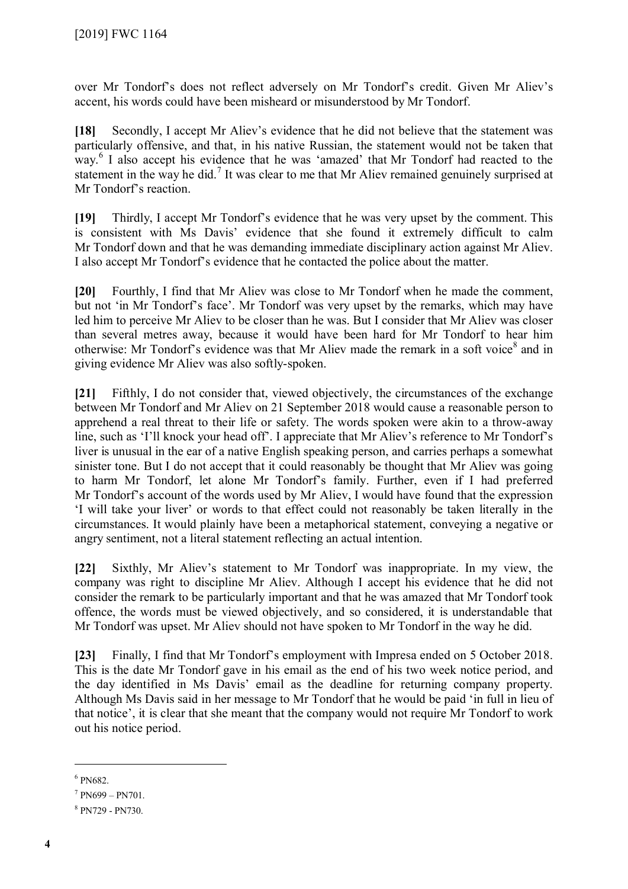over Mr Tondorf's does not reflect adversely on Mr Tondorf's credit. Given Mr Aliev's accent, his words could have been misheard or misunderstood by Mr Tondorf.

**[18]** Secondly, I accept Mr Aliev's evidence that he did not believe that the statement was particularly offensive, and that, in his native Russian, the statement would not be taken that way.[6] I also accept his evidence that he was 'amazed' that Mr Tondorf had reacted to the statement in the way he did.[7] It was clear to me that Mr Aliev remained genuinely surprised at Mr Tondorf's reaction.

**[19]** Thirdly, I accept Mr Tondorf's evidence that he was very upset by the comment. This is consistent with Ms Davis' evidence that she found it extremely difficult to calm Mr Tondorf down and that he was demanding immediate disciplinary action against Mr Aliev. I also accept Mr Tondorf's evidence that he contacted the police about the matter.

**[20]** Fourthly, I find that Mr Aliev was close to Mr Tondorf when he made the comment, but not 'in Mr Tondorf's face'. Mr Tondorf was very upset by the remarks, which may have led him to perceive Mr Aliev to be closer than he was. But I consider that Mr Aliev was closer than several metres away, because it would have been hard for Mr Tondorf to hear him otherwise: Mr Tondorf's evidence was that Mr Aliev made the remark in a soft voice[8] and in giving evidence Mr Aliev was also softly-spoken.

**[21]** Fifthly, I do not consider that, viewed objectively, the circumstances of the exchange between Mr Tondorf and Mr Aliev on 21 September 2018 would cause a reasonable person to apprehend a real threat to their life or safety. The words spoken were akin to a throw-away line, such as 'I'll knock your head off'. I appreciate that Mr Aliev's reference to Mr Tondorf's liver is unusual in the ear of a native English speaking person, and carries perhaps a somewhat sinister tone. But I do not accept that it could reasonably be thought that Mr Aliev was going to harm Mr Tondorf, let alone Mr Tondorf's family. Further, even if I had preferred Mr Tondorf's account of the words used by Mr Aliev, I would have found that the expression 'I will take your liver' or words to that effect could not reasonably be taken literally in the circumstances. It would plainly have been a metaphorical statement, conveying a negative or angry sentiment, not a literal statement reflecting an actual intention.

**[22]** Sixthly, Mr Aliev's statement to Mr Tondorf was inappropriate. In my view, the company was right to discipline Mr Aliev. Although I accept his evidence that he did not consider the remark to be particularly important and that he was amazed that Mr Tondorf took offence, the words must be viewed objectively, and so considered, it is understandable that Mr Tondorf was upset. Mr Aliev should not have spoken to Mr Tondorf in the way he did.

**[23]** Finally, I find that Mr Tondorf's employment with Impresa ended on 5 October 2018. This is the date Mr Tondorf gave in his email as the end of his two week notice period, and the day identified in Ms Davis' email as the deadline for returning company property. Although Ms Davis said in her message to Mr Tondorf that he would be paid 'in full in lieu of that notice', it is clear that she meant that the company would not require Mr Tondorf to work out his notice period.

---

[6] PN682.

[7] PN699 – PN701.

[8] PN729 - PN730.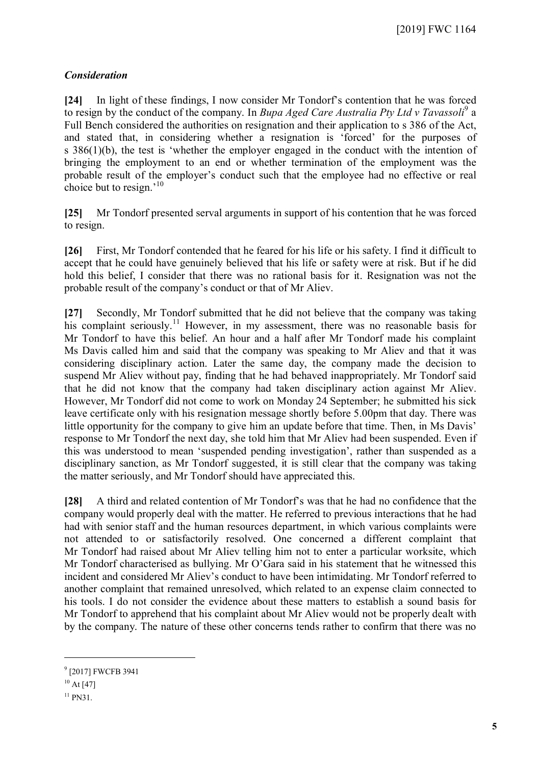### *Consideration*

**[24]** In light of these findings, I now consider Mr Tondorf's contention that he was forced to resign by the conduct of the company. In *Bupa Aged Care Australia Pty Ltd v Tavassoli*[9] a Full Bench considered the authorities on resignation and their application to s 386 of the Act, and stated that, in considering whether a resignation is 'forced' for the purposes of s 386(1)(b), the test is 'whether the employer engaged in the conduct with the intention of bringing the employment to an end or whether termination of the employment was the probable result of the employer's conduct such that the employee had no effective or real choice but to resign.'[10]

**[25]** Mr Tondorf presented serval arguments in support of his contention that he was forced to resign.

**[26]** First, Mr Tondorf contended that he feared for his life or his safety. I find it difficult to accept that he could have genuinely believed that his life or safety were at risk. But if he did hold this belief, I consider that there was no rational basis for it. Resignation was not the probable result of the company's conduct or that of Mr Aliev.

**[27]** Secondly, Mr Tondorf submitted that he did not believe that the company was taking his complaint seriously.[11] However, in my assessment, there was no reasonable basis for Mr Tondorf to have this belief. An hour and a half after Mr Tondorf made his complaint Ms Davis called him and said that the company was speaking to Mr Aliev and that it was considering disciplinary action. Later the same day, the company made the decision to suspend Mr Aliev without pay, finding that he had behaved inappropriately. Mr Tondorf said that he did not know that the company had taken disciplinary action against Mr Aliev. However, Mr Tondorf did not come to work on Monday 24 September; he submitted his sick leave certificate only with his resignation message shortly before 5.00pm that day. There was little opportunity for the company to give him an update before that time. Then, in Ms Davis' response to Mr Tondorf the next day, she told him that Mr Aliev had been suspended. Even if this was understood to mean 'suspended pending investigation', rather than suspended as a disciplinary sanction, as Mr Tondorf suggested, it is still clear that the company was taking the matter seriously, and Mr Tondorf should have appreciated this.

**[28]** A third and related contention of Mr Tondorf's was that he had no confidence that the company would properly deal with the matter. He referred to previous interactions that he had had with senior staff and the human resources department, in which various complaints were not attended to or satisfactorily resolved. One concerned a different complaint that Mr Tondorf had raised about Mr Aliev telling him not to enter a particular worksite, which Mr Tondorf characterised as bullying. Mr O'Gara said in his statement that he witnessed this incident and considered Mr Aliev's conduct to have been intimidating. Mr Tondorf referred to another complaint that remained unresolved, which related to an expense claim connected to his tools. I do not consider the evidence about these matters to establish a sound basis for Mr Tondorf to apprehend that his complaint about Mr Aliev would not be properly dealt with by the company. The nature of these other concerns tends rather to confirm that there was no

---

[9] [2017] FWCFB 3941

[10] At [47]

[11] PN31.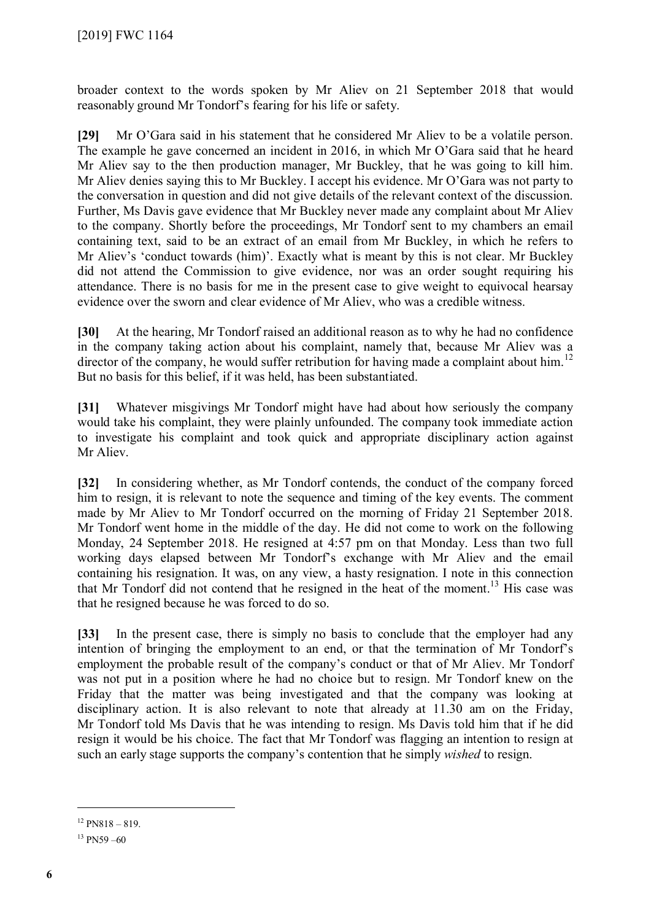broader context to the words spoken by Mr Aliev on 21 September 2018 that would reasonably ground Mr Tondorf's fearing for his life or safety.

**[29]** Mr O'Gara said in his statement that he considered Mr Aliev to be a volatile person. The example he gave concerned an incident in 2016, in which Mr O'Gara said that he heard Mr Aliev say to the then production manager, Mr Buckley, that he was going to kill him. Mr Aliev denies saying this to Mr Buckley. I accept his evidence. Mr O'Gara was not party to the conversation in question and did not give details of the relevant context of the discussion. Further, Ms Davis gave evidence that Mr Buckley never made any complaint about Mr Aliev to the company. Shortly before the proceedings, Mr Tondorf sent to my chambers an email containing text, said to be an extract of an email from Mr Buckley, in which he refers to Mr Aliev's 'conduct towards (him)'. Exactly what is meant by this is not clear. Mr Buckley did not attend the Commission to give evidence, nor was an order sought requiring his attendance. There is no basis for me in the present case to give weight to equivocal hearsay evidence over the sworn and clear evidence of Mr Aliev, who was a credible witness.

**[30]** At the hearing, Mr Tondorf raised an additional reason as to why he had no confidence in the company taking action about his complaint, namely that, because Mr Aliev was a director of the company, he would suffer retribution for having made a complaint about him.[12] But no basis for this belief, if it was held, has been substantiated.

**[31]** Whatever misgivings Mr Tondorf might have had about how seriously the company would take his complaint, they were plainly unfounded. The company took immediate action to investigate his complaint and took quick and appropriate disciplinary action against Mr Aliev.

**[32]** In considering whether, as Mr Tondorf contends, the conduct of the company forced him to resign, it is relevant to note the sequence and timing of the key events. The comment made by Mr Aliev to Mr Tondorf occurred on the morning of Friday 21 September 2018. Mr Tondorf went home in the middle of the day. He did not come to work on the following Monday, 24 September 2018. He resigned at 4:57 pm on that Monday. Less than two full working days elapsed between Mr Tondorf's exchange with Mr Aliev and the email containing his resignation. It was, on any view, a hasty resignation. I note in this connection that Mr Tondorf did not contend that he resigned in the heat of the moment.[13] His case was that he resigned because he was forced to do so.

**[33]** In the present case, there is simply no basis to conclude that the employer had any intention of bringing the employment to an end, or that the termination of Mr Tondorf's employment the probable result of the company's conduct or that of Mr Aliev. Mr Tondorf was not put in a position where he had no choice but to resign. Mr Tondorf knew on the Friday that the matter was being investigated and that the company was looking at disciplinary action. It is also relevant to note that already at 11.30 am on the Friday, Mr Tondorf told Ms Davis that he was intending to resign. Ms Davis told him that if he did resign it would be his choice. The fact that Mr Tondorf was flagging an intention to resign at such an early stage supports the company's contention that he simply *wished* to resign.

---

[12] PN818 – 819.

[13] PN59 –60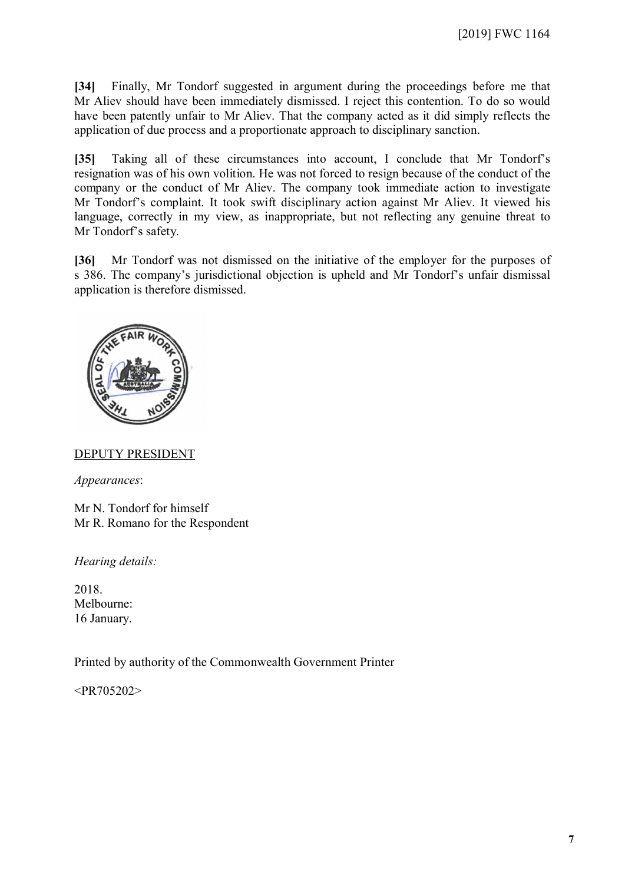**[34]** Finally, Mr Tondorf suggested in argument during the proceedings before me that Mr Aliev should have been immediately dismissed. I reject this contention. To do so would have been patently unfair to Mr Aliev. That the company acted as it did simply reflects the application of due process and a proportionate approach to disciplinary sanction.

**[35]** Taking all of these circumstances into account, I conclude that Mr Tondorf's resignation was of his own volition. He was not forced to resign because of the conduct of the company or the conduct of Mr Aliev. The company took immediate action to investigate Mr Tondorf's complaint. It took swift disciplinary action against Mr Aliev. It viewed his language, correctly in my view, as inappropriate, but not reflecting any genuine threat to Mr Tondorf's safety.

**[36]** Mr Tondorf was not dismissed on the initiative of the employer for the purposes of s 386. The company's jurisdictional objection is upheld and Mr Tondorf's unfair dismissal application is therefore dismissed.

THE SEAL OF THE FAIR WORK COMMISSION

DEPUTY PRESIDENT

*Appearances*:

Mr N. Tondorf for himself
Mr R. Romano for the Respondent

*Hearing details:*

2018.
Melbourne:
16 January.

Printed by authority of the Commonwealth Government Printer

<PR705202>